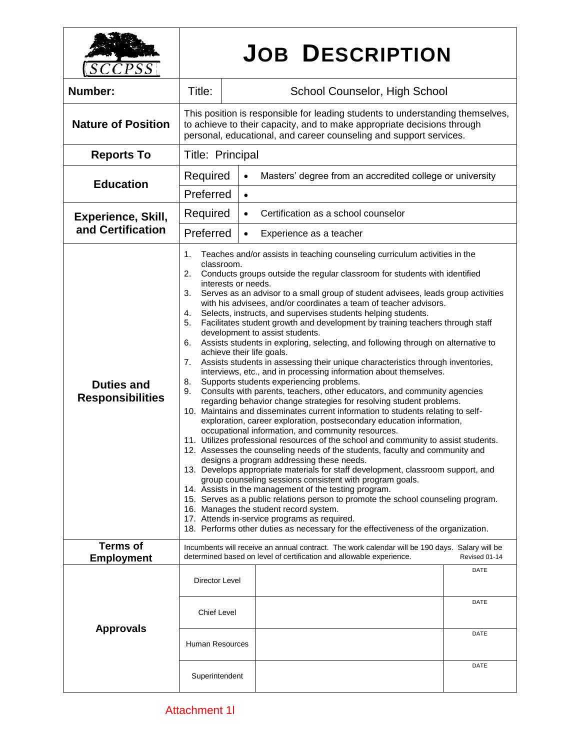# JOB DESCRIPTION

SCCPSS

| | | |
|---|---|---|
| **Number:** | Title: | School Counselor, High School |
| **Nature of Position** | This position is responsible for leading students to understanding themselves, to achieve to their capacity, and to make appropriate decisions through personal, educational, and career counseling and support services. | |
| **Reports To** | Title: Principal | |
| **Education** | Required | • Masters' degree from an accredited college or university |
| | Preferred | • |
| **Experience, Skill, and Certification** | Required | • Certification as a school counselor |
| | Preferred | • Experience as a teacher |

**Duties and Responsibilities**

1. Teaches and/or assists in teaching counseling curriculum activities in the classroom.
2. Conducts groups outside the regular classroom for students with identified interests or needs.
3. Serves as an advisor to a small group of student advisees, leads group activities with his advisees, and/or coordinates a team of teacher advisors.
4. Selects, instructs, and supervises students helping students.
5. Facilitates student growth and development by training teachers through staff development to assist students.
6. Assists students in exploring, selecting, and following through on alternative to achieve their life goals.
7. Assists students in assessing their unique characteristics through inventories, interviews, etc., and in processing information about themselves.
8. Supports students experiencing problems.
9. Consults with parents, teachers, other educators, and community agencies regarding behavior change strategies for resolving student problems.
10. Maintains and disseminates current information to students relating to self-exploration, career exploration, postsecondary education information, occupational information, and community resources.
11. Utilizes professional resources of the school and community to assist students.
12. Assesses the counseling needs of the students, faculty and community and designs a program addressing these needs.
13. Develops appropriate materials for staff development, classroom support, and group counseling sessions consistent with program goals.
14. Assists in the management of the testing program.
15. Serves as a public relations person to promote the school counseling program.
16. Manages the student record system.
17. Attends in-service programs as required.
18. Performs other duties as necessary for the effectiveness of the organization.

**Terms of Employment**

Incumbents will receive an annual contract. The work calendar will be 190 days. Salary will be determined based on level of certification and allowable experience. Revised 01-14

**Approvals**

| Level | Signature | DATE |
|---|---|---|
| Director Level | | |
| Chief Level | | |
| Human Resources | | |
| Superintendent | | |

Attachment 1l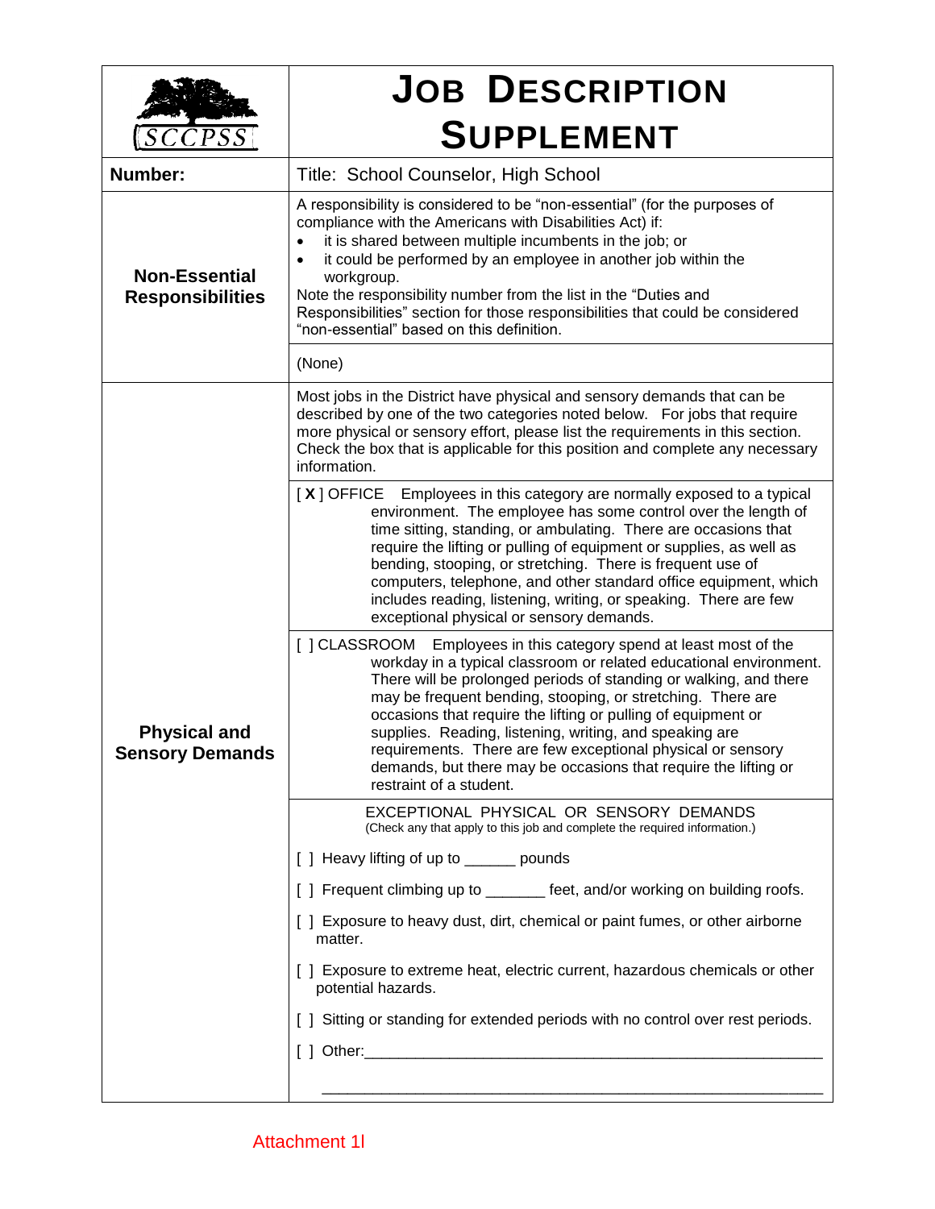| SCCPSS | **JOB DESCRIPTION SUPPLEMENT** |
|---|---|
| **Number:** | Title: School Counselor, High School |
| **Non-Essential Responsibilities** | A responsibility is considered to be "non-essential" (for the purposes of compliance with the Americans with Disabilities Act) if:<br>• it is shared between multiple incumbents in the job; or<br>• it could be performed by an employee in another job within the workgroup.<br>Note the responsibility number from the list in the "Duties and Responsibilities" section for those responsibilities that could be considered "non-essential" based on this definition. |
| | (None) |
| **Physical and Sensory Demands** | Most jobs in the District have physical and sensory demands that can be described by one of the two categories noted below. For jobs that require more physical or sensory effort, please list the requirements in this section. Check the box that is applicable for this position and complete any necessary information. |
| | [ **X** ] OFFICE Employees in this category are normally exposed to a typical environment. The employee has some control over the length of time sitting, standing, or ambulating. There are occasions that require the lifting or pulling of equipment or supplies, as well as bending, stooping, or stretching. There is frequent use of computers, telephone, and other standard office equipment, which includes reading, listening, writing, or speaking. There are few exceptional physical or sensory demands. |
| | [ ] CLASSROOM Employees in this category spend at least most of the workday in a typical classroom or related educational environment. There will be prolonged periods of standing or walking, and there may be frequent bending, stooping, or stretching. There are occasions that require the lifting or pulling of equipment or supplies. Reading, listening, writing, and speaking are requirements. There are few exceptional physical or sensory demands, but there may be occasions that require the lifting or restraint of a student. |
| | EXCEPTIONAL PHYSICAL OR SENSORY DEMANDS<br>(Check any that apply to this job and complete the required information.)<br>[ ] Heavy lifting of up to ______ pounds<br>[ ] Frequent climbing up to _______ feet, and/or working on building roofs.<br>[ ] Exposure to heavy dust, dirt, chemical or paint fumes, or other airborne matter.<br>[ ] Exposure to extreme heat, electric current, hazardous chemicals or other potential hazards.<br>[ ] Sitting or standing for extended periods with no control over rest periods.<br>[ ] Other:_______________________________________________________<br>_________________________________________________________ |

Attachment 1I